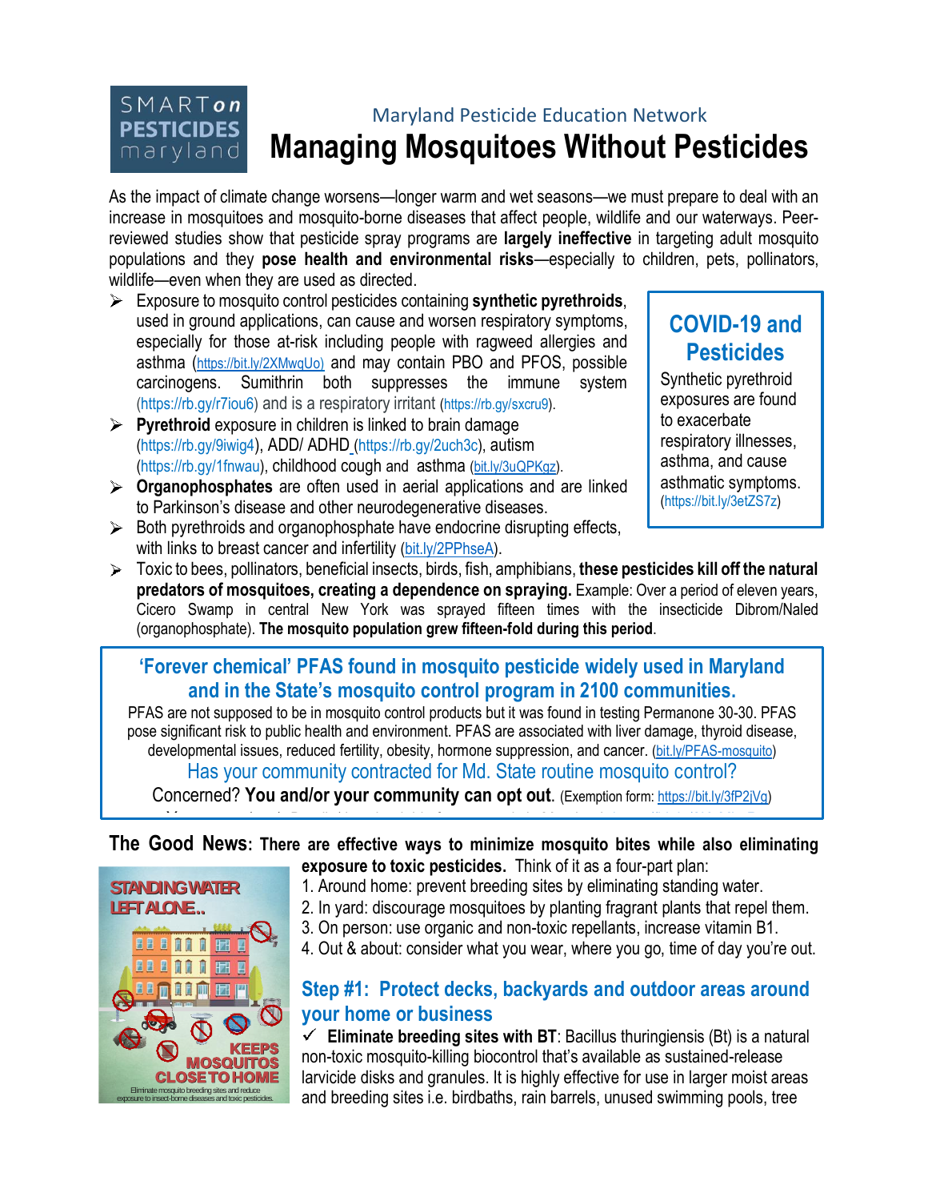SMART on PESTICIDES maryland

Maryland Pesticide Education Network

# Managing Mosquitoes Without Pesticides

As the impact of climate change worsens—longer warm and wet seasons—we must prepare to deal with an increase in mosquitoes and mosquito-borne diseases that affect people, wildlife and our waterways. Peer-reviewed studies show that pesticide spray programs are **largely ineffective** in targeting adult mosquito populations and they **pose health and environmental risks**—especially to children, pets, pollinators, wildlife—even when they are used as directed.

- Exposure to mosquito control pesticides containing **synthetic pyrethroids**, used in ground applications, can cause and worsen respiratory symptoms, especially for those at-risk including people with ragweed allergies and asthma (https://bit.ly/2XMwqUo) and may contain PBO and PFOS, possible carcinogens. Sumithrin both suppresses the immune system (https://rb.gy/r7iou6) and is a respiratory irritant (https://rb.gy/sxcru9).
- **Pyrethroid** exposure in children is linked to brain damage (https://rb.gy/9iwig4), ADD/ ADHD (https://rb.gy/2uch3c), autism (https://rb.gy/1fnwau), childhood cough and asthma (bit.ly/3uQPKgz).
- **Organophosphates** are often used in aerial applications and are linked to Parkinson's disease and other neurodegenerative diseases.
- Both pyrethroids and organophosphate have endocrine disrupting effects, with links to breast cancer and infertility (bit.ly/2PPhseA).
- Toxic to bees, pollinators, beneficial insects, birds, fish, amphibians, **these pesticides kill off the natural predators of mosquitoes, creating a dependence on spraying.** Example: Over a period of eleven years, Cicero Swamp in central New York was sprayed fifteen times with the insecticide Dibrom/Naled (organophosphate). **The mosquito population grew fifteen-fold during this period**.

## COVID-19 and Pesticides

Synthetic pyrethroid exposures are found to exacerbate respiratory illnesses, asthma, and cause asthmatic symptoms. (https://bit.ly/3etZS7z)

## 'Forever chemical' PFAS found in mosquito pesticide widely used in Maryland and in the State's mosquito control program in 2100 communities.

PFAS are not supposed to be in mosquito control products but it was found in testing Permanone 30-30. PFAS pose significant risk to public health and environment. PFAS are associated with liver damage, thyroid disease, developmental issues, reduced fertility, obesity, hormone suppression, and cancer. (bit.ly/PFAS-mosquito)

Has your community contracted for Md. State routine mosquito control?

Concerned? **You and/or your community can opt out.** (Exemption form: https://bit.ly/3fP2jVq)

**The Good News: There are effective ways to minimize mosquito bites while also eliminating exposure to toxic pesticides.** Think of it as a four-part plan:

1. Around home: prevent breeding sites by eliminating standing water.
2. In yard: discourage mosquitoes by planting fragrant plants that repel them.
3. On person: use organic and non-toxic repellants, increase vitamin B1.
4. Out & about: consider what you wear, where you go, time of day you're out.

STANDING WATER LEFT ALONE.. KEEPS MOSQUITOS CLOSE TO HOME

Eliminate mosquito breeding sites and reduce exposure to insect-borne diseases and toxic pesticides.

## Step #1: Protect decks, backyards and outdoor areas around your home or business

✓ **Eliminate breeding sites with BT**: Bacillus thuringiensis (Bt) is a natural non-toxic mosquito-killing biocontrol that's available as sustained-release larvicide disks and granules. It is highly effective for use in larger moist areas and breeding sites i.e. birdbaths, rain barrels, unused swimming pools, tree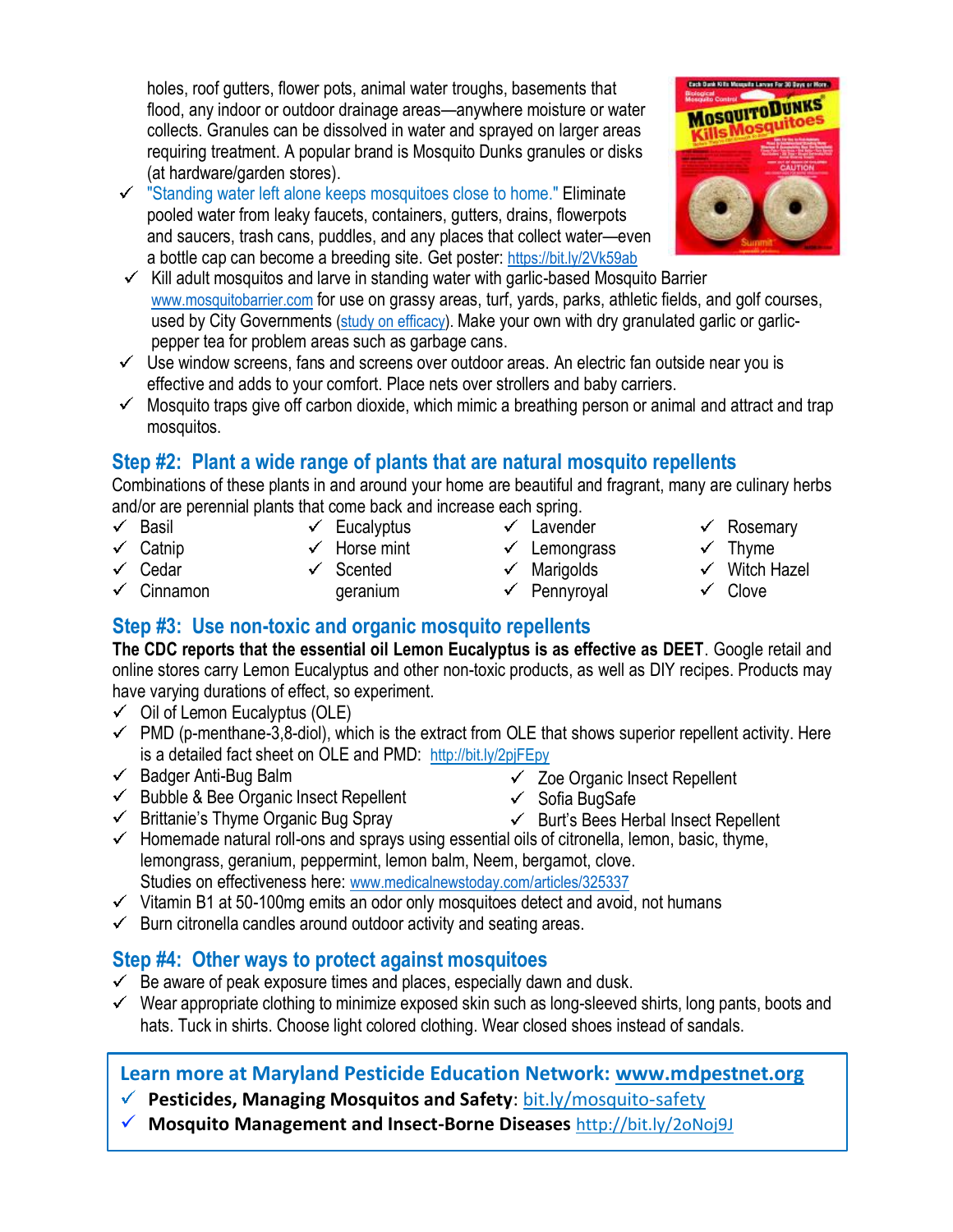holes, roof gutters, flower pots, animal water troughs, basements that flood, any indoor or outdoor drainage areas—anywhere moisture or water collects. Granules can be dissolved in water and sprayed on larger areas requiring treatment. A popular brand is Mosquito Dunks granules or disks (at hardware/garden stores).

- ✓ "Standing water left alone keeps mosquitoes close to home." Eliminate pooled water from leaky faucets, containers, gutters, drains, flowerpots and saucers, trash cans, puddles, and any places that collect water—even a bottle cap can become a breeding site. Get poster: https://bit.ly/2Vk59ab
- ✓ Kill adult mosquitos and larve in standing water with garlic-based Mosquito Barrier www.mosquitobarrier.com for use on grassy areas, turf, yards, parks, athletic fields, and golf courses, used by City Governments (study on efficacy). Make your own with dry granulated garlic or garlic-pepper tea for problem areas such as garbage cans.
- ✓ Use window screens, fans and screens over outdoor areas. An electric fan outside near you is effective and adds to your comfort. Place nets over strollers and baby carriers.
- ✓ Mosquito traps give off carbon dioxide, which mimic a breathing person or animal and attract and trap mosquitos.

## Step #2: Plant a wide range of plants that are natural mosquito repellents

Combinations of these plants in and around your home are beautiful and fragrant, many are culinary herbs and/or are perennial plants that come back and increase each spring.

- ✓ Basil
- ✓ Catnip
- ✓ Cedar
- ✓ Cinnamon
- ✓ Eucalyptus
- ✓ Horse mint
- ✓ Scented geranium
- ✓ Lavender
- ✓ Lemongrass
- ✓ Marigolds
- ✓ Pennyroyal
- ✓ Rosemary
- ✓ Thyme
- ✓ Witch Hazel
- ✓ Clove

## Step #3: Use non-toxic and organic mosquito repellents

**The CDC reports that the essential oil Lemon Eucalyptus is as effective as DEET**. Google retail and online stores carry Lemon Eucalyptus and other non-toxic products, as well as DIY recipes. Products may have varying durations of effect, so experiment.

- ✓ Oil of Lemon Eucalyptus (OLE)
- ✓ PMD (p-menthane-3,8-diol), which is the extract from OLE that shows superior repellent activity. Here is a detailed fact sheet on OLE and PMD: http://bit.ly/2pjFEpy
- ✓ Badger Anti-Bug Balm
- ✓ Bubble & Bee Organic Insect Repellent
- ✓ Brittanie's Thyme Organic Bug Spray
- ✓ Zoe Organic Insect Repellent
- ✓ Sofia BugSafe
- ✓ Burt's Bees Herbal Insect Repellent
- ✓ Homemade natural roll-ons and sprays using essential oils of citronella, lemon, basic, thyme, lemongrass, geranium, peppermint, lemon balm, Neem, bergamot, clove. Studies on effectiveness here: www.medicalnewstoday.com/articles/325337
- ✓ Vitamin B1 at 50-100mg emits an odor only mosquitoes detect and avoid, not humans
- ✓ Burn citronella candles around outdoor activity and seating areas.

## Step #4: Other ways to protect against mosquitoes

- ✓ Be aware of peak exposure times and places, especially dawn and dusk.
- ✓ Wear appropriate clothing to minimize exposed skin such as long-sleeved shirts, long pants, boots and hats. Tuck in shirts. Choose light colored clothing. Wear closed shoes instead of sandals.

**Learn more at Maryland Pesticide Education Network: www.mdpestnet.org**

- ✓ **Pesticides, Managing Mosquitos and Safety**: bit.ly/mosquito-safety
- ✓ **Mosquito Management and Insect-Borne Diseases** http://bit.ly/2oNoj9J